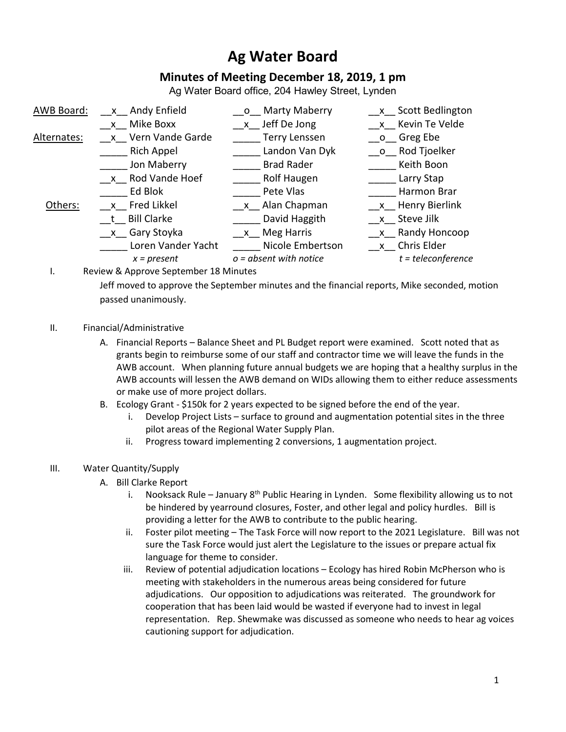# Ag Water Board

## Minutes of Meeting December 18, 2019, 1 pm

Ag Water Board office, 204 Hawley Street, Lynden

| | | | |
|---|---|---|---|
| AWB Board: | \_\_x\_\_ Andy Enfield | \_\_o\_\_ Marty Maberry | \_\_x\_\_ Scott Bedlington |
| | \_\_x\_\_ Mike Boxx | \_\_x\_\_ Jeff De Jong | \_\_x\_\_ Kevin Te Velde |
| Alternates: | \_\_x\_\_ Vern Vande Garde | \_\_\_\_\_ Terry Lenssen | \_\_o\_\_ Greg Ebe |
| | \_\_\_\_\_ Rich Appel | \_\_\_\_\_ Landon Van Dyk | \_\_o\_\_ Rod Tjoelker |
| | \_\_\_\_\_ Jon Maberry | \_\_\_\_\_ Brad Rader | \_\_\_\_\_ Keith Boon |
| | \_\_x\_\_ Rod Vande Hoef | \_\_\_\_\_ Rolf Haugen | \_\_\_\_\_ Larry Stap |
| | \_\_\_\_\_ Ed Blok | \_\_\_\_\_ Pete Vlas | \_\_\_\_\_ Harmon Brar |
| Others: | \_\_x\_\_ Fred Likkel | \_\_x\_\_ Alan Chapman | \_\_x\_\_ Henry Bierlink |
| | \_\_t\_\_ Bill Clarke | \_\_\_\_\_ David Haggith | \_\_x\_\_ Steve Jilk |
| | \_\_x\_\_ Gary Stoyka | \_\_x\_\_ Meg Harris | \_\_x\_\_ Randy Honcoop |
| | \_\_\_\_\_ Loren Vander Yacht | \_\_\_\_\_ Nicole Embertson | \_\_x\_\_ Chris Elder |
| | *x = present* | *o = absent with notice* | *t = teleconference* |

I. Review & Approve September 18 Minutes

   Jeff moved to approve the September minutes and the financial reports, Mike seconded, motion passed unanimously.

II. Financial/Administrative

   A. Financial Reports – Balance Sheet and PL Budget report were examined. Scott noted that as grants begin to reimburse some of our staff and contractor time we will leave the funds in the AWB account. When planning future annual budgets we are hoping that a healthy surplus in the AWB accounts will lessen the AWB demand on WIDs allowing them to either reduce assessments or make use of more project dollars.

   B. Ecology Grant - $150k for 2 years expected to be signed before the end of the year.

      i. Develop Project Lists – surface to ground and augmentation potential sites in the three pilot areas of the Regional Water Supply Plan.

      ii. Progress toward implementing 2 conversions, 1 augmentation project.

III. Water Quantity/Supply

   A. Bill Clarke Report

      i. Nooksack Rule – January 8th Public Hearing in Lynden. Some flexibility allowing us to not be hindered by yearround closures, Foster, and other legal and policy hurdles. Bill is providing a letter for the AWB to contribute to the public hearing.

      ii. Foster pilot meeting – The Task Force will now report to the 2021 Legislature. Bill was not sure the Task Force would just alert the Legislature to the issues or prepare actual fix language for theme to consider.

      iii. Review of potential adjudication locations – Ecology has hired Robin McPherson who is meeting with stakeholders in the numerous areas being considered for future adjudications. Our opposition to adjudications was reiterated. The groundwork for cooperation that has been laid would be wasted if everyone had to invest in legal representation. Rep. Shewmake was discussed as someone who needs to hear ag voices cautioning support for adjudication.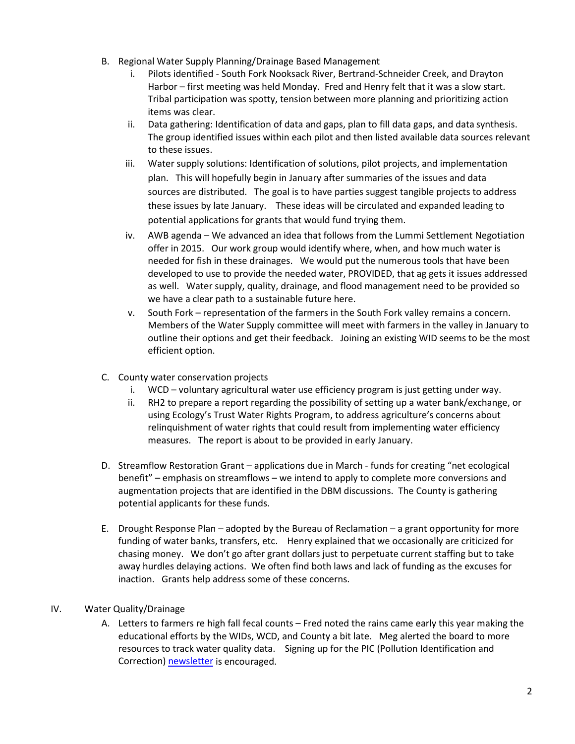B. Regional Water Supply Planning/Drainage Based Management
   i. Pilots identified - South Fork Nooksack River, Bertrand-Schneider Creek, and Drayton Harbor – first meeting was held Monday. Fred and Henry felt that it was a slow start. Tribal participation was spotty, tension between more planning and prioritizing action items was clear.
   ii. Data gathering: Identification of data and gaps, plan to fill data gaps, and data synthesis. The group identified issues within each pilot and then listed available data sources relevant to these issues.
   iii. Water supply solutions: Identification of solutions, pilot projects, and implementation plan. This will hopefully begin in January after summaries of the issues and data sources are distributed. The goal is to have parties suggest tangible projects to address these issues by late January. These ideas will be circulated and expanded leading to potential applications for grants that would fund trying them.
   iv. AWB agenda – We advanced an idea that follows from the Lummi Settlement Negotiation offer in 2015. Our work group would identify where, when, and how much water is needed for fish in these drainages. We would put the numerous tools that have been developed to use to provide the needed water, PROVIDED, that ag gets it issues addressed as well. Water supply, quality, drainage, and flood management need to be provided so we have a clear path to a sustainable future here.
   v. South Fork – representation of the farmers in the South Fork valley remains a concern. Members of the Water Supply committee will meet with farmers in the valley in January to outline their options and get their feedback. Joining an existing WID seems to be the most efficient option.

C. County water conservation projects
   i. WCD – voluntary agricultural water use efficiency program is just getting under way.
   ii. RH2 to prepare a report regarding the possibility of setting up a water bank/exchange, or using Ecology's Trust Water Rights Program, to address agriculture's concerns about relinquishment of water rights that could result from implementing water efficiency measures. The report is about to be provided in early January.

D. Streamflow Restoration Grant – applications due in March - funds for creating "net ecological benefit" – emphasis on streamflows – we intend to apply to complete more conversions and augmentation projects that are identified in the DBM discussions. The County is gathering potential applicants for these funds.

E. Drought Response Plan – adopted by the Bureau of Reclamation – a grant opportunity for more funding of water banks, transfers, etc. Henry explained that we occasionally are criticized for chasing money. We don't go after grant dollars just to perpetuate current staffing but to take away hurdles delaying actions. We often find both laws and lack of funding as the excuses for inaction. Grants help address some of these concerns.

IV. Water Quality/Drainage

A. Letters to farmers re high fall fecal counts – Fred noted the rains came early this year making the educational efforts by the WIDs, WCD, and County a bit late. Meg alerted the board to more resources to track water quality data. Signing up for the PIC (Pollution Identification and Correction) newsletter is encouraged.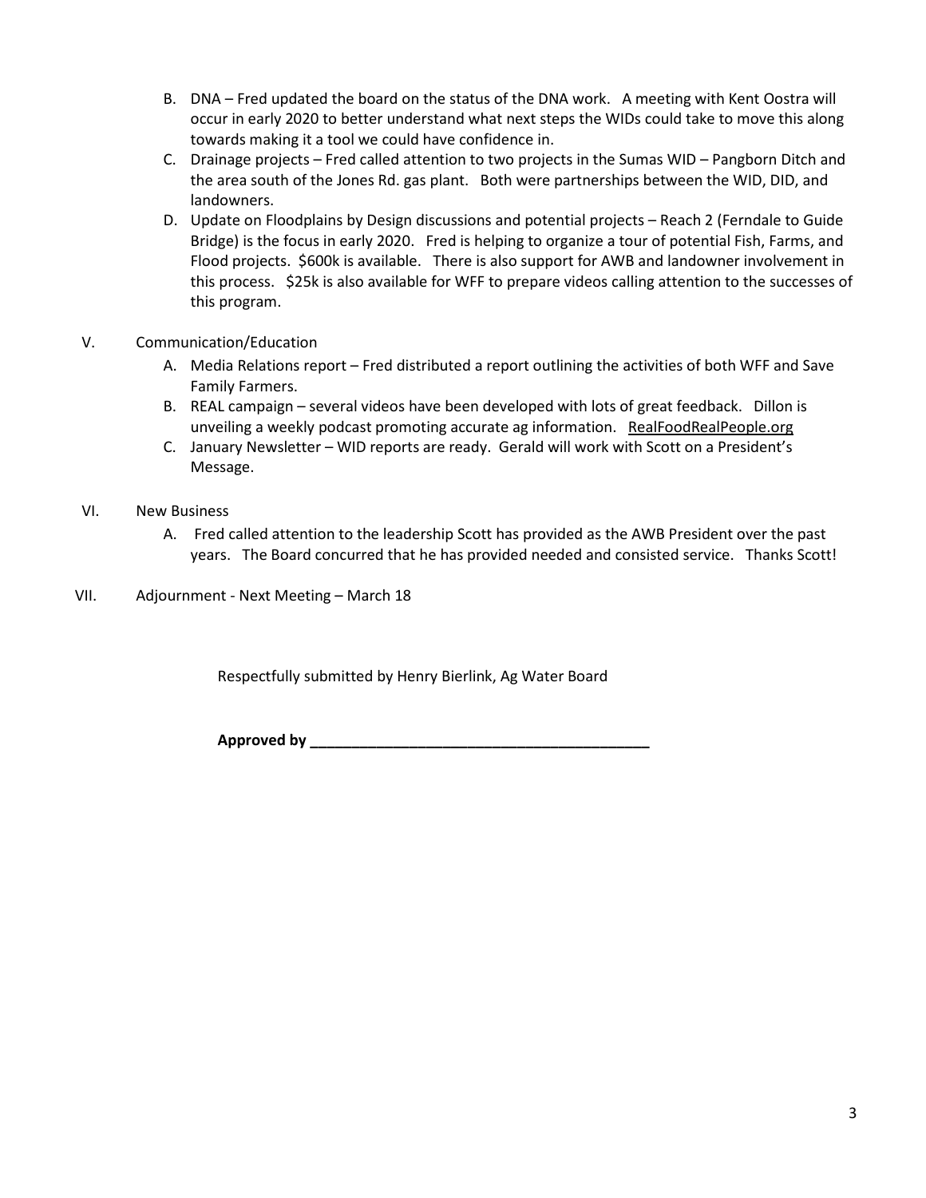B. DNA – Fred updated the board on the status of the DNA work. A meeting with Kent Oostra will occur in early 2020 to better understand what next steps the WIDs could take to move this along towards making it a tool we could have confidence in.

C. Drainage projects – Fred called attention to two projects in the Sumas WID – Pangborn Ditch and the area south of the Jones Rd. gas plant. Both were partnerships between the WID, DID, and landowners.

D. Update on Floodplains by Design discussions and potential projects – Reach 2 (Ferndale to Guide Bridge) is the focus in early 2020. Fred is helping to organize a tour of potential Fish, Farms, and Flood projects. $600k is available. There is also support for AWB and landowner involvement in this process. $25k is also available for WFF to prepare videos calling attention to the successes of this program.

V. Communication/Education

A. Media Relations report – Fred distributed a report outlining the activities of both WFF and Save Family Farmers.

B. REAL campaign – several videos have been developed with lots of great feedback. Dillon is unveiling a weekly podcast promoting accurate ag information. RealFoodRealPeople.org

C. January Newsletter – WID reports are ready. Gerald will work with Scott on a President's Message.

VI. New Business

A. Fred called attention to the leadership Scott has provided as the AWB President over the past years. The Board concurred that he has provided needed and consisted service. Thanks Scott!

VII. Adjournment - Next Meeting – March 18

Respectfully submitted by Henry Bierlink, Ag Water Board

**Approved by \_\_\_\_\_\_\_\_\_\_\_\_\_\_\_\_\_\_\_\_\_\_\_\_\_\_\_\_\_\_\_\_\_\_\_\_\_\_\_\_\_\_**